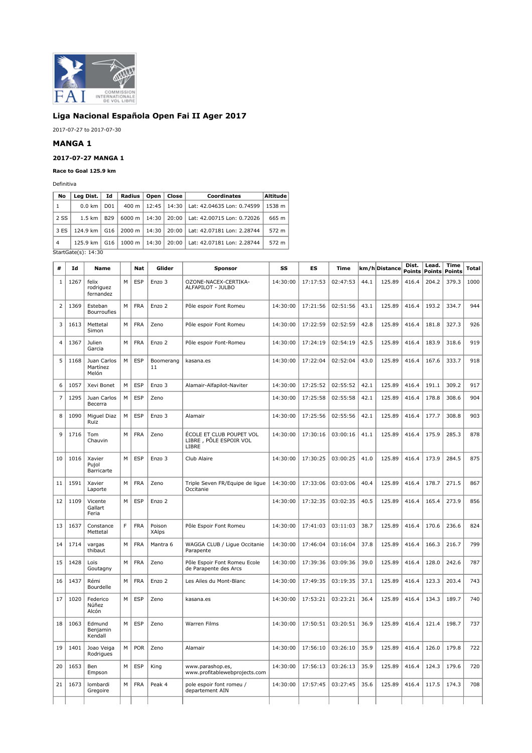## Liga Nacional Española Open Fai II Ager 2017

2017-07-27 to 2017-07-30

### MANGA 1

#### 2017-07-27 MANGA 1

**Race to Goal 125.9 km**

Definitiva

| No | Leg Dist. | Id | Radius | Open | Close | Coordinates | Altitude |
|---|---|---|---|---|---|---|---|
| 1 | 0.0 km | D01 | 400 m | 12:45 | 14:30 | Lat: 42.04635 Lon: 0.74599 | 1538 m |
| 2 SS | 1.5 km | B29 | 6000 m | 14:30 | 20:00 | Lat: 42.00715 Lon: 0.72026 | 665 m |
| 3 ES | 124.9 km | G16 | 2000 m | 14:30 | 20:00 | Lat: 42.07181 Lon: 2.28744 | 572 m |
| 4 | 125.9 km | G16 | 1000 m | 14:30 | 20:00 | Lat: 42.07181 Lon: 2.28744 | 572 m |

StartGate(s): 14:30

| # | Id | Name | | Nat | Glider | Sponsor | SS | ES | Time | km/h | Distance | Dist. Points | Lead. Points | Time Points | Total |
|---|---|---|---|---|---|---|---|---|---|---|---|---|---|---|---|
| 1 | 1267 | felix rodriguez fernandez | M | ESP | Enzo 3 | OZONE-NACEX-CERTIKA-ALFAPILOT - JULBO | 14:30:00 | 17:17:53 | 02:47:53 | 44.1 | 125.89 | 416.4 | 204.2 | 379.3 | 1000 |
| 2 | 1369 | Esteban Bourroufies | M | FRA | Enzo 2 | Pôle espoir Font Romeu | 14:30:00 | 17:21:56 | 02:51:56 | 43.1 | 125.89 | 416.4 | 193.2 | 334.7 | 944 |
| 3 | 1613 | Mettetal Simon | M | FRA | Zeno | Pôle espoir Font Romeu | 14:30:00 | 17:22:59 | 02:52:59 | 42.8 | 125.89 | 416.4 | 181.8 | 327.3 | 926 |
| 4 | 1367 | Julien Garcia | M | FRA | Enzo 2 | Pôle espoir Font-Romeu | 14:30:00 | 17:24:19 | 02:54:19 | 42.5 | 125.89 | 416.4 | 183.9 | 318.6 | 919 |
| 5 | 1168 | Juan Carlos Martínez Melón | M | ESP | Boomerang 11 | kasana.es | 14:30:00 | 17:22:04 | 02:52:04 | 43.0 | 125.89 | 416.4 | 167.6 | 333.7 | 918 |
| 6 | 1057 | Xevi Bonet | M | ESP | Enzo 3 | Alamair-Alfapilot-Naviter | 14:30:00 | 17:25:52 | 02:55:52 | 42.1 | 125.89 | 416.4 | 191.1 | 309.2 | 917 |
| 7 | 1295 | Juan Carlos Becerra | M | ESP | Zeno | | 14:30:00 | 17:25:58 | 02:55:58 | 42.1 | 125.89 | 416.4 | 178.8 | 308.6 | 904 |
| 8 | 1090 | Miguel Diaz Ruiz | M | ESP | Enzo 3 | Alamair | 14:30:00 | 17:25:56 | 02:55:56 | 42.1 | 125.89 | 416.4 | 177.7 | 308.8 | 903 |
| 9 | 1716 | Tom Chauvin | M | FRA | Zeno | ÉCOLE ET CLUB POUPET VOL LIBRE , PÔLE ESPOIR VOL LIBRE | 14:30:00 | 17:30:16 | 03:00:16 | 41.1 | 125.89 | 416.4 | 175.9 | 285.3 | 878 |
| 10 | 1016 | Xavier Pujol Barricarte | M | ESP | Enzo 3 | Club Alaire | 14:30:00 | 17:30:25 | 03:00:25 | 41.0 | 125.89 | 416.4 | 173.9 | 284.5 | 875 |
| 11 | 1591 | Xavier Laporte | M | FRA | Zeno | Triple Seven FR/Equipe de ligue Occitanie | 14:30:00 | 17:33:06 | 03:03:06 | 40.4 | 125.89 | 416.4 | 178.7 | 271.5 | 867 |
| 12 | 1109 | Vicente Gallart Feria | M | ESP | Enzo 2 | | 14:30:00 | 17:32:35 | 03:02:35 | 40.5 | 125.89 | 416.4 | 165.4 | 273.9 | 856 |
| 13 | 1637 | Constance Mettetal | F | FRA | Poison XAlps | Pôle Espoir Font Romeu | 14:30:00 | 17:41:03 | 03:11:03 | 38.7 | 125.89 | 416.4 | 170.6 | 236.6 | 824 |
| 14 | 1714 | vargas thibaut | M | FRA | Mantra 6 | WAGGA CLUB / Ligue Occitanie Parapente | 14:30:00 | 17:46:04 | 03:16:04 | 37.8 | 125.89 | 416.4 | 166.3 | 216.7 | 799 |
| 15 | 1428 | Loïs Goutagny | M | FRA | Zeno | Pôle Espoir Font Romeu Ecole de Parapente des Arcs | 14:30:00 | 17:39:36 | 03:09:36 | 39.0 | 125.89 | 416.4 | 128.0 | 242.6 | 787 |
| 16 | 1437 | Rémi Bourdelle | M | FRA | Enzo 2 | Les Ailes du Mont-Blanc | 14:30:00 | 17:49:35 | 03:19:35 | 37.1 | 125.89 | 416.4 | 123.3 | 203.4 | 743 |
| 17 | 1020 | Federico Núñez Alcón | M | ESP | Zeno | kasana.es | 14:30:00 | 17:53:21 | 03:23:21 | 36.4 | 125.89 | 416.4 | 134.3 | 189.7 | 740 |
| 18 | 1063 | Edmund Benjamin Kendall | M | ESP | Zeno | Warren Films | 14:30:00 | 17:50:51 | 03:20:51 | 36.9 | 125.89 | 416.4 | 121.4 | 198.7 | 737 |
| 19 | 1401 | Joao Veiga Rodrigues | M | POR | Zeno | Alamair | 14:30:00 | 17:56:10 | 03:26:10 | 35.9 | 125.89 | 416.4 | 126.0 | 179.8 | 722 |
| 20 | 1653 | Ben Empson | M | ESP | King | www.parashop.es, www.profitablewebprojects.com | 14:30:00 | 17:56:13 | 03:26:13 | 35.9 | 125.89 | 416.4 | 124.3 | 179.6 | 720 |
| 21 | 1673 | lombardi Gregoire | M | FRA | Peak 4 | pole espoir font romeu / departement AIN | 14:30:00 | 17:57:45 | 03:27:45 | 35.6 | 125.89 | 416.4 | 117.5 | 174.3 | 708 |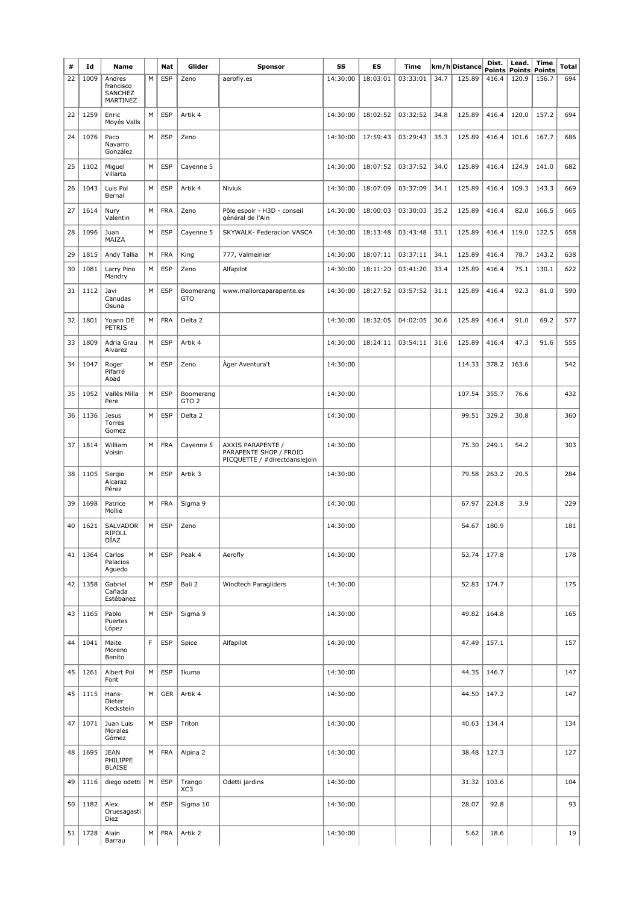| # | Id | Name | | Nat | Glider | Sponsor | SS | ES | Time | km/h | Distance | Dist. Points | Lead. Points | Time Points | Total |
|---|---|---|---|---|---|---|---|---|---|---|---|---|---|---|---|
| 22 | 1009 | Andres francisco SANCHEZ MARTINEZ | M | ESP | Zeno | aerofly.es | 14:30:00 | 18:03:01 | 03:33:01 | 34.7 | 125.89 | 416.4 | 120.9 | 156.7 | 694 |
| 22 | 1259 | Enric Moyés Valls | M | ESP | Artik 4 | | 14:30:00 | 18:02:52 | 03:32:52 | 34.8 | 125.89 | 416.4 | 120.0 | 157.2 | 694 |
| 24 | 1076 | Paco Navarro González | M | ESP | Zeno | | 14:30:00 | 17:59:43 | 03:29:43 | 35.3 | 125.89 | 416.4 | 101.6 | 167.7 | 686 |
| 25 | 1102 | Miguel Villarta | M | ESP | Cayenne 5 | | 14:30:00 | 18:07:52 | 03:37:52 | 34.0 | 125.89 | 416.4 | 124.9 | 141.0 | 682 |
| 26 | 1043 | Luis Pol Bernal | M | ESP | Artik 4 | Niviuk | 14:30:00 | 18:07:09 | 03:37:09 | 34.1 | 125.89 | 416.4 | 109.3 | 143.3 | 669 |
| 27 | 1614 | Nury Valentin | M | FRA | Zeno | Pôle espoir - H3D - conseil général de l'Ain | 14:30:00 | 18:00:03 | 03:30:03 | 35.2 | 125.89 | 416.4 | 82.0 | 166.5 | 665 |
| 28 | 1096 | Juan MAIZA | M | ESP | Cayenne 5 | SKYWALK- Federacion VASCA | 14:30:00 | 18:13:48 | 03:43:48 | 33.1 | 125.89 | 416.4 | 119.0 | 122.5 | 658 |
| 29 | 1815 | Andy Tallia | M | FRA | King | 777, Valmeinier | 14:30:00 | 18:07:11 | 03:37:11 | 34.1 | 125.89 | 416.4 | 78.7 | 143.2 | 638 |
| 30 | 1081 | Larry Pino Mandry | M | ESP | Zeno | Alfapilot | 14:30:00 | 18:11:20 | 03:41:20 | 33.4 | 125.89 | 416.4 | 75.1 | 130.1 | 622 |
| 31 | 1112 | Javi Canudas Osuna | M | ESP | Boomerang GTO | www.mallorcaparapente.es | 14:30:00 | 18:27:52 | 03:57:52 | 31.1 | 125.89 | 416.4 | 92.3 | 81.0 | 590 |
| 32 | 1801 | Yoann DE PETRIS | M | FRA | Delta 2 | | 14:30:00 | 18:32:05 | 04:02:05 | 30.6 | 125.89 | 416.4 | 91.0 | 69.2 | 577 |
| 33 | 1809 | Adria Grau Alvarez | M | ESP | Artik 4 | | 14:30:00 | 18:24:11 | 03:54:11 | 31.6 | 125.89 | 416.4 | 47.3 | 91.6 | 555 |
| 34 | 1047 | Roger Pifarré Abad | M | ESP | Zeno | Àger Aventura't | 14:30:00 | | | | 114.33 | 378.2 | 163.6 | | 542 |
| 35 | 1052 | Vallès Milla Pere | M | ESP | Boomerang GTO 2 | | 14:30:00 | | | | 107.54 | 355.7 | 76.6 | | 432 |
| 36 | 1136 | Jesus Torres Gomez | M | ESP | Delta 2 | | 14:30:00 | | | | 99.51 | 329.2 | 30.8 | | 360 |
| 37 | 1814 | William Voisin | M | FRA | Cayenne 5 | AXXIS PARAPENTE / PARAPENTE SHOP / FROID PICQUETTE / #directdanslejoin | 14:30:00 | | | | 75.30 | 249.1 | 54.2 | | 303 |
| 38 | 1105 | Sergio Alcaraz Pérez | M | ESP | Artik 3 | | 14:30:00 | | | | 79.58 | 263.2 | 20.5 | | 284 |
| 39 | 1698 | Patrice Mollie | M | FRA | Sigma 9 | | 14:30:00 | | | | 67.97 | 224.8 | 3.9 | | 229 |
| 40 | 1621 | SALVADOR RIPOLL DÍAZ | M | ESP | Zeno | | 14:30:00 | | | | 54.67 | 180.9 | | | 181 |
| 41 | 1364 | Carlos Palacios Aguedo | M | ESP | Peak 4 | Aerofly | 14:30:00 | | | | 53.74 | 177.8 | | | 178 |
| 42 | 1358 | Gabriel Cañada Estébanez | M | ESP | Bali 2 | Windtech Paragliders | 14:30:00 | | | | 52.83 | 174.7 | | | 175 |
| 43 | 1165 | Pablo Puertes López | M | ESP | Sigma 9 | | 14:30:00 | | | | 49.82 | 164.8 | | | 165 |
| 44 | 1041 | Maite Moreno Benito | F | ESP | Spice | Alfapilot | 14:30:00 | | | | 47.49 | 157.1 | | | 157 |
| 45 | 1261 | Albert Pol Font | M | ESP | Ikuma | | 14:30:00 | | | | 44.35 | 146.7 | | | 147 |
| 45 | 1115 | Hans-Dieter Keckstein | M | GER | Artik 4 | | 14:30:00 | | | | 44.50 | 147.2 | | | 147 |
| 47 | 1071 | Juan Luis Morales Gómez | M | ESP | Triton | | 14:30:00 | | | | 40.63 | 134.4 | | | 134 |
| 48 | 1695 | JEAN PHILIPPE BLAISE | M | FRA | Alpina 2 | | 14:30:00 | | | | 38.48 | 127.3 | | | 127 |
| 49 | 1116 | diego odetti | M | ESP | Trango XC3 | Odetti jardins | 14:30:00 | | | | 31.32 | 103.6 | | | 104 |
| 50 | 1182 | Alex Oruesagasti Diez | M | ESP | Sigma 10 | | 14:30:00 | | | | 28.07 | 92.8 | | | 93 |
| 51 | 1728 | Alain Barrau | M | FRA | Artik 2 | | 14:30:00 | | | | 5.62 | 18.6 | | | 19 |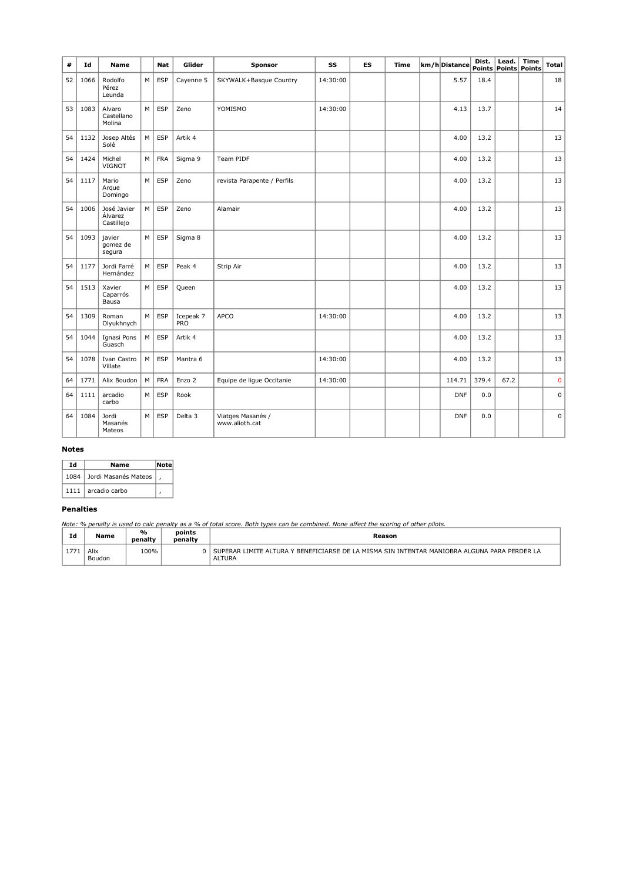| # | Id | Name | | Nat | Glider | Sponsor | SS | ES | Time | km/h | Distance | Dist. Points | Lead. Points | Time Points | Total |
|---|---|---|---|---|---|---|---|---|---|---|---|---|---|---|---|
| 52 | 1066 | Rodolfo Pérez Leunda | M | ESP | Cayenne 5 | SKYWALK+Basque Country | 14:30:00 | | | | 5.57 | 18.4 | | | 18 |
| 53 | 1083 | Alvaro Castellano Molina | M | ESP | Zeno | YOMISMO | 14:30:00 | | | | 4.13 | 13.7 | | | 14 |
| 54 | 1132 | Josep Altés Solé | M | ESP | Artik 4 | | | | | | 4.00 | 13.2 | | | 13 |
| 54 | 1424 | Michel VIGNOT | M | FRA | Sigma 9 | Team PIDF | | | | | 4.00 | 13.2 | | | 13 |
| 54 | 1117 | Mario Arque Domingo | M | ESP | Zeno | revista Parapente / Perfils | | | | | 4.00 | 13.2 | | | 13 |
| 54 | 1006 | José Javier Álvarez Castillejo | M | ESP | Zeno | Alamair | | | | | 4.00 | 13.2 | | | 13 |
| 54 | 1093 | javier gomez de segura | M | ESP | Sigma 8 | | | | | | 4.00 | 13.2 | | | 13 |
| 54 | 1177 | Jordi Farré Hernández | M | ESP | Peak 4 | Strip Air | | | | | 4.00 | 13.2 | | | 13 |
| 54 | 1513 | Xavier Caparrós Bausa | M | ESP | Queen | | | | | | 4.00 | 13.2 | | | 13 |
| 54 | 1309 | Roman Olyukhnych | M | ESP | Icepeak 7 PRO | APCO | 14:30:00 | | | | 4.00 | 13.2 | | | 13 |
| 54 | 1044 | Ignasi Pons Guasch | M | ESP | Artik 4 | | | | | | 4.00 | 13.2 | | | 13 |
| 54 | 1078 | Ivan Castro Villate | M | ESP | Mantra 6 | | 14:30:00 | | | | 4.00 | 13.2 | | | 13 |
| 64 | 1771 | Alix Boudon | M | FRA | Enzo 2 | Equipe de ligue Occitanie | 14:30:00 | | | | 114.71 | 379.4 | 67.2 | | 0 |
| 64 | 1111 | arcadio carbo | M | ESP | Rook | | | | | | DNF | 0.0 | | | 0 |
| 64 | 1084 | Jordi Masanés Mateos | M | ESP | Delta 3 | Viatges Masanés / www.alioth.cat | | | | | DNF | 0.0 | | | 0 |

### Notes

| Id | Name | Note |
|---|---|---|
| 1084 | Jordi Masanés Mateos | , |
| 1111 | arcadio carbo | , |

### Penalties

*Note: % penalty is used to calc penalty as a % of total score. Both types can be combined. None affect the scoring of other pilots.*

| Id | Name | % penalty | points penalty | Reason |
|---|---|---|---|---|
| 1771 | Alix Boudon | 100% | 0 | SUPERAR LIMITE ALTURA Y BENEFICIARSE DE LA MISMA SIN INTENTAR MANIOBRA ALGUNA PARA PERDER LA ALTURA |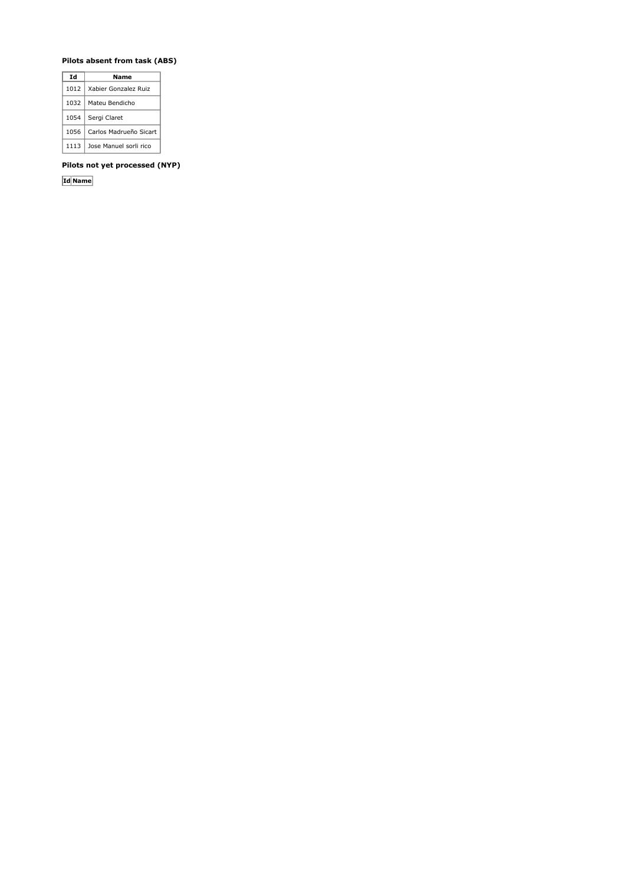### Pilots absent from task (ABS)

| Id | Name |
|---|---|
| 1012 | Xabier Gonzalez Ruiz |
| 1032 | Mateu Bendicho |
| 1054 | Sergi Claret |
| 1056 | Carlos Madrueño Sicart |
| 1113 | Jose Manuel sorli rico |

### Pilots not yet processed (NYP)

| Id | Name |
|---|---|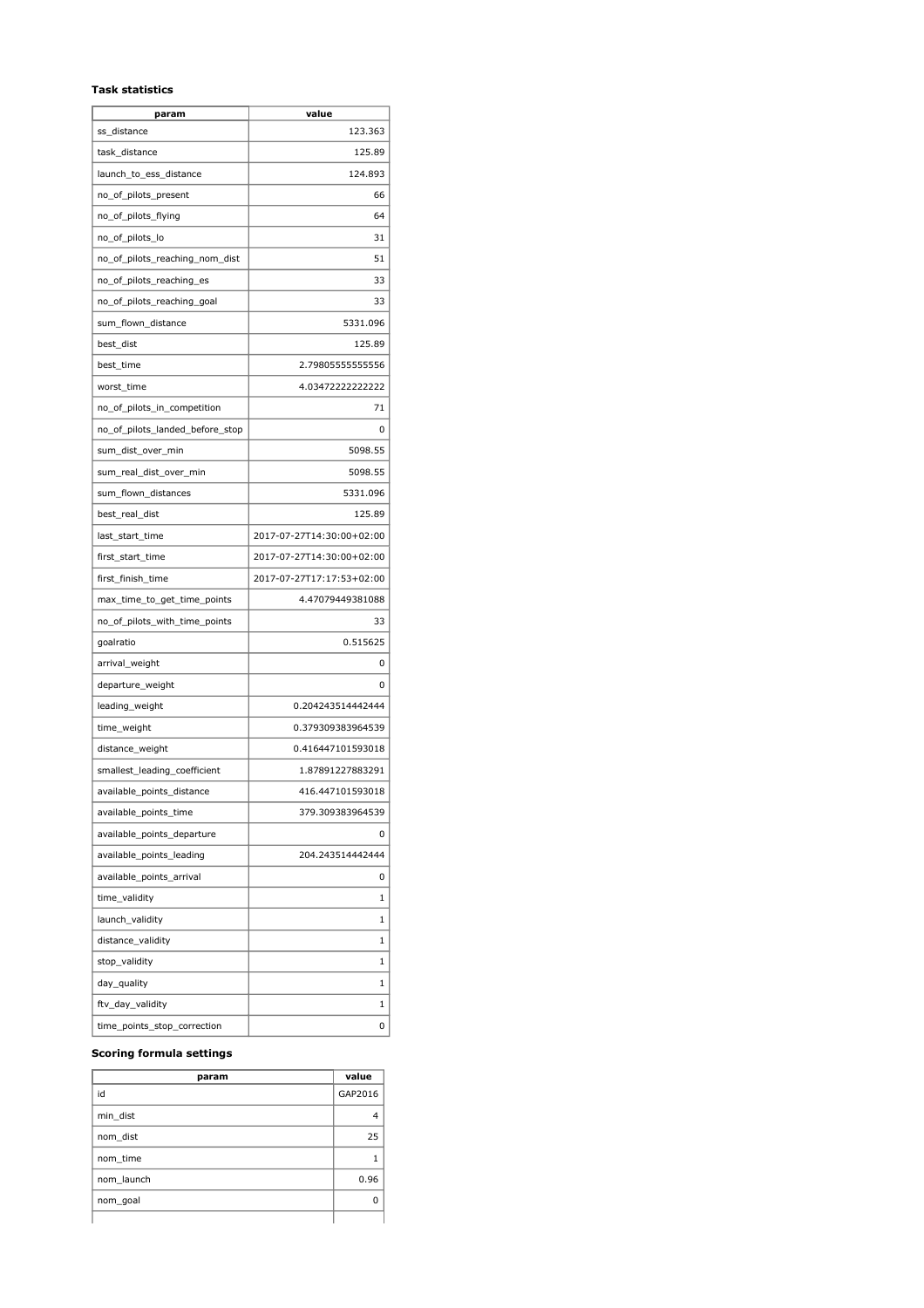### Task statistics

| param | value |
|---|---|
| ss_distance | 123.363 |
| task_distance | 125.89 |
| launch_to_ess_distance | 124.893 |
| no_of_pilots_present | 66 |
| no_of_pilots_flying | 64 |
| no_of_pilots_lo | 31 |
| no_of_pilots_reaching_nom_dist | 51 |
| no_of_pilots_reaching_es | 33 |
| no_of_pilots_reaching_goal | 33 |
| sum_flown_distance | 5331.096 |
| best_dist | 125.89 |
| best_time | 2.79805555555556 |
| worst_time | 4.03472222222222 |
| no_of_pilots_in_competition | 71 |
| no_of_pilots_landed_before_stop | 0 |
| sum_dist_over_min | 5098.55 |
| sum_real_dist_over_min | 5098.55 |
| sum_flown_distances | 5331.096 |
| best_real_dist | 125.89 |
| last_start_time | 2017-07-27T14:30:00+02:00 |
| first_start_time | 2017-07-27T14:30:00+02:00 |
| first_finish_time | 2017-07-27T17:17:53+02:00 |
| max_time_to_get_time_points | 4.47079449381088 |
| no_of_pilots_with_time_points | 33 |
| goalratio | 0.515625 |
| arrival_weight | 0 |
| departure_weight | 0 |
| leading_weight | 0.204243514442444 |
| time_weight | 0.379309383964539 |
| distance_weight | 0.416447101593018 |
| smallest_leading_coefficient | 1.87891227883291 |
| available_points_distance | 416.447101593018 |
| available_points_time | 379.309383964539 |
| available_points_departure | 0 |
| available_points_leading | 204.243514442444 |
| available_points_arrival | 0 |
| time_validity | 1 |
| launch_validity | 1 |
| distance_validity | 1 |
| stop_validity | 1 |
| day_quality | 1 |
| ftv_day_validity | 1 |
| time_points_stop_correction | 0 |

### Scoring formula settings

| param | value |
|---|---|
| id | GAP2016 |
| min_dist | 4 |
| nom_dist | 25 |
| nom_time | 1 |
| nom_launch | 0.96 |
| nom_goal | 0 |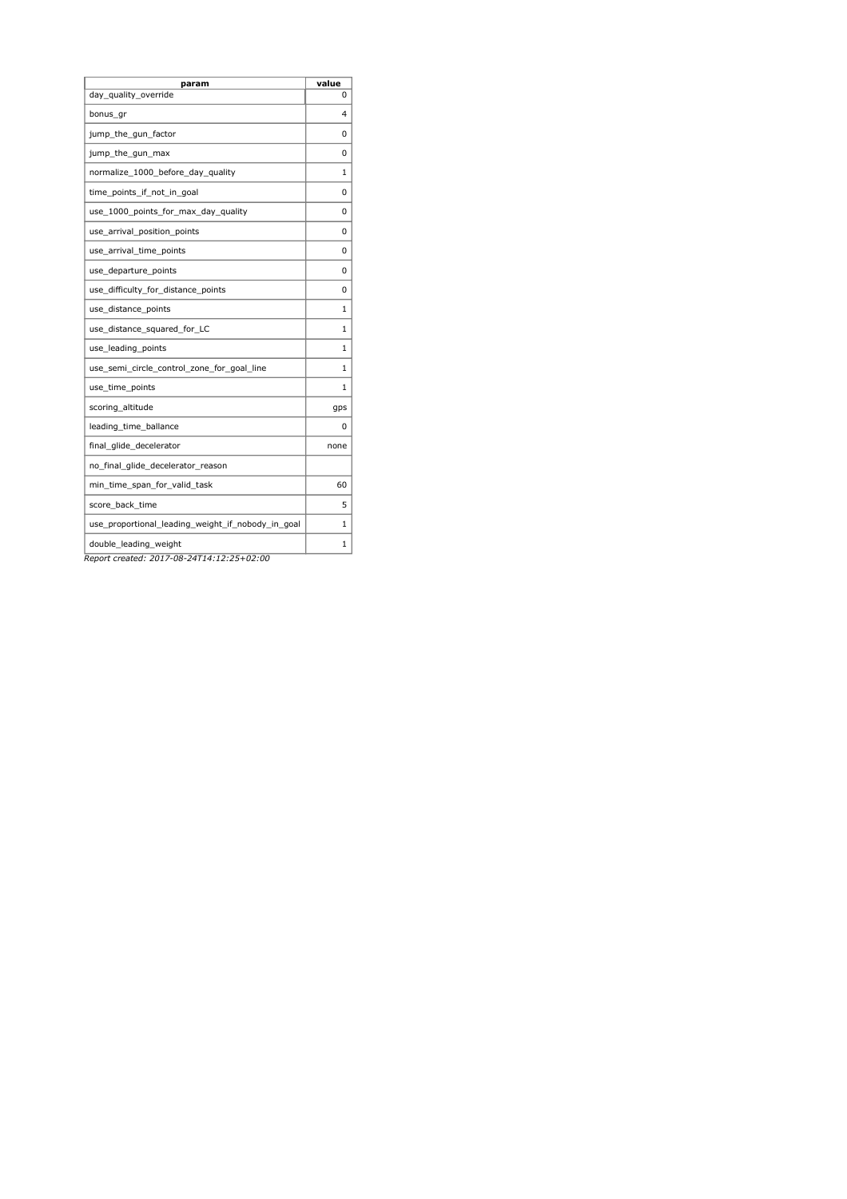| param | value |
| --- | --- |
| day_quality_override | 0 |
| bonus_gr | 4 |
| jump_the_gun_factor | 0 |
| jump_the_gun_max | 0 |
| normalize_1000_before_day_quality | 1 |
| time_points_if_not_in_goal | 0 |
| use_1000_points_for_max_day_quality | 0 |
| use_arrival_position_points | 0 |
| use_arrival_time_points | 0 |
| use_departure_points | 0 |
| use_difficulty_for_distance_points | 0 |
| use_distance_points | 1 |
| use_distance_squared_for_LC | 1 |
| use_leading_points | 1 |
| use_semi_circle_control_zone_for_goal_line | 1 |
| use_time_points | 1 |
| scoring_altitude | gps |
| leading_time_ballance | 0 |
| final_glide_decelerator | none |
| no_final_glide_decelerator_reason | |
| min_time_span_for_valid_task | 60 |
| score_back_time | 5 |
| use_proportional_leading_weight_if_nobody_in_goal | 1 |
| double_leading_weight | 1 |

*Report created: 2017-08-24T14:12:25+02:00*